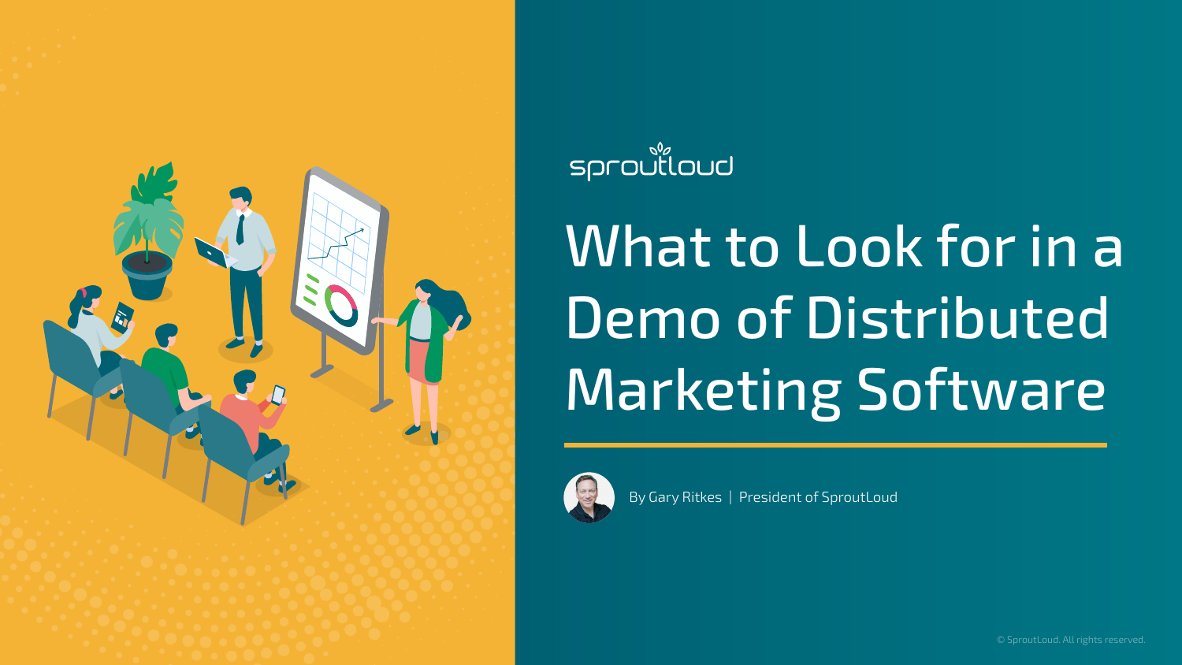sproutloud

# What to Look for in a Demo of Distributed Marketing Software

By Gary Ritkes | President of SproutLoud

© SproutLoud. All rights reserved.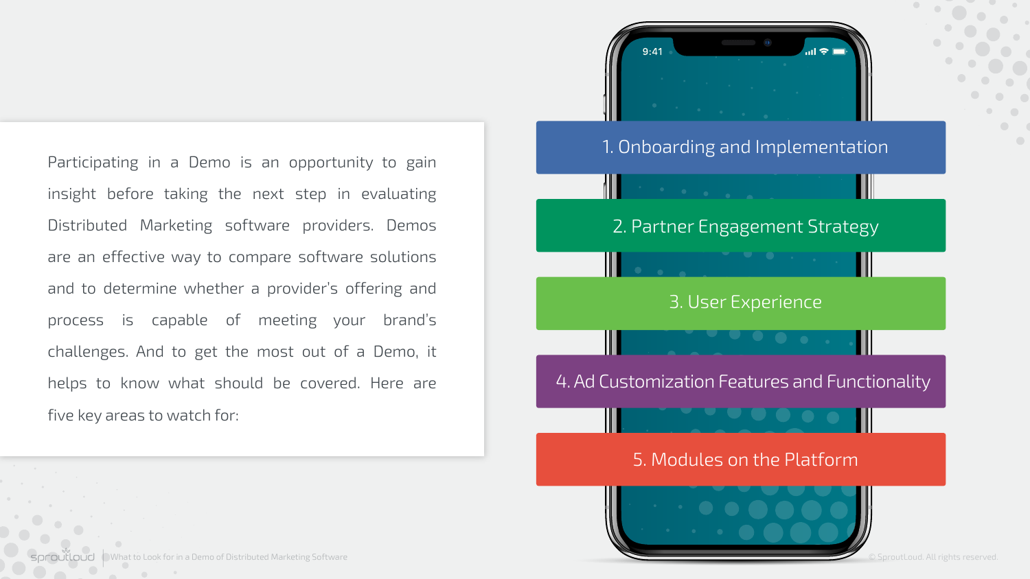Participating in a Demo is an opportunity to gain insight before taking the next step in evaluating Distributed Marketing software providers. Demos are an effective way to compare software solutions and to determine whether a provider's offering and process is capable of meeting your brand's challenges. And to get the most out of a Demo, it helps to know what should be covered. Here are five key areas to watch for:

1. Onboarding and Implementation
2. Partner Engagement Strategy
3. User Experience
4. Ad Customization Features and Functionality
5. Modules on the Platform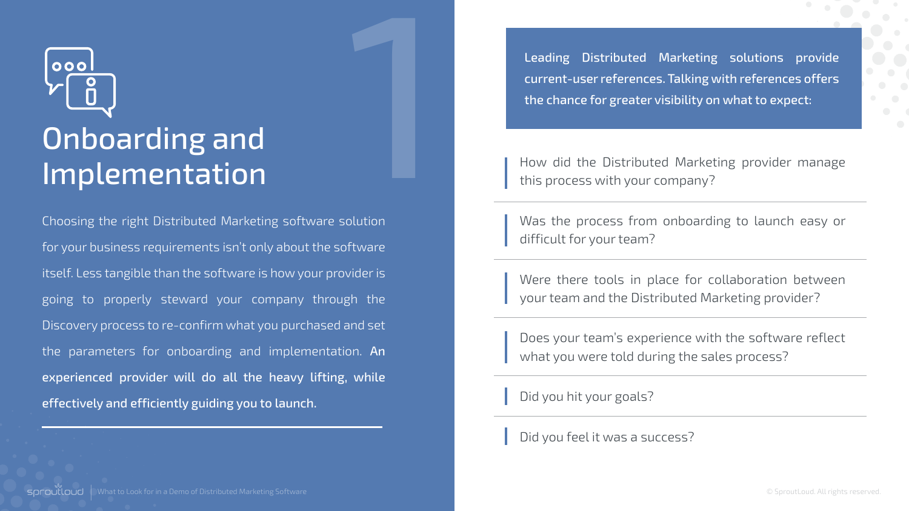# Onboarding and Implementation

Choosing the right Distributed Marketing software solution for your business requirements isn't only about the software itself. Less tangible than the software is how your provider is going to properly steward your company through the Discovery process to re-confirm what you purchased and set the parameters for onboarding and implementation. **An experienced provider will do all the heavy lifting, while effectively and efficiently guiding you to launch.**

Leading Distributed Marketing solutions provide current-user references. Talking with references offers the chance for greater visibility on what to expect:

- How did the Distributed Marketing provider manage this process with your company?
- Was the process from onboarding to launch easy or difficult for your team?
- Were there tools in place for collaboration between your team and the Distributed Marketing provider?
- Does your team's experience with the software reflect what you were told during the sales process?
- Did you hit your goals?
- Did you feel it was a success?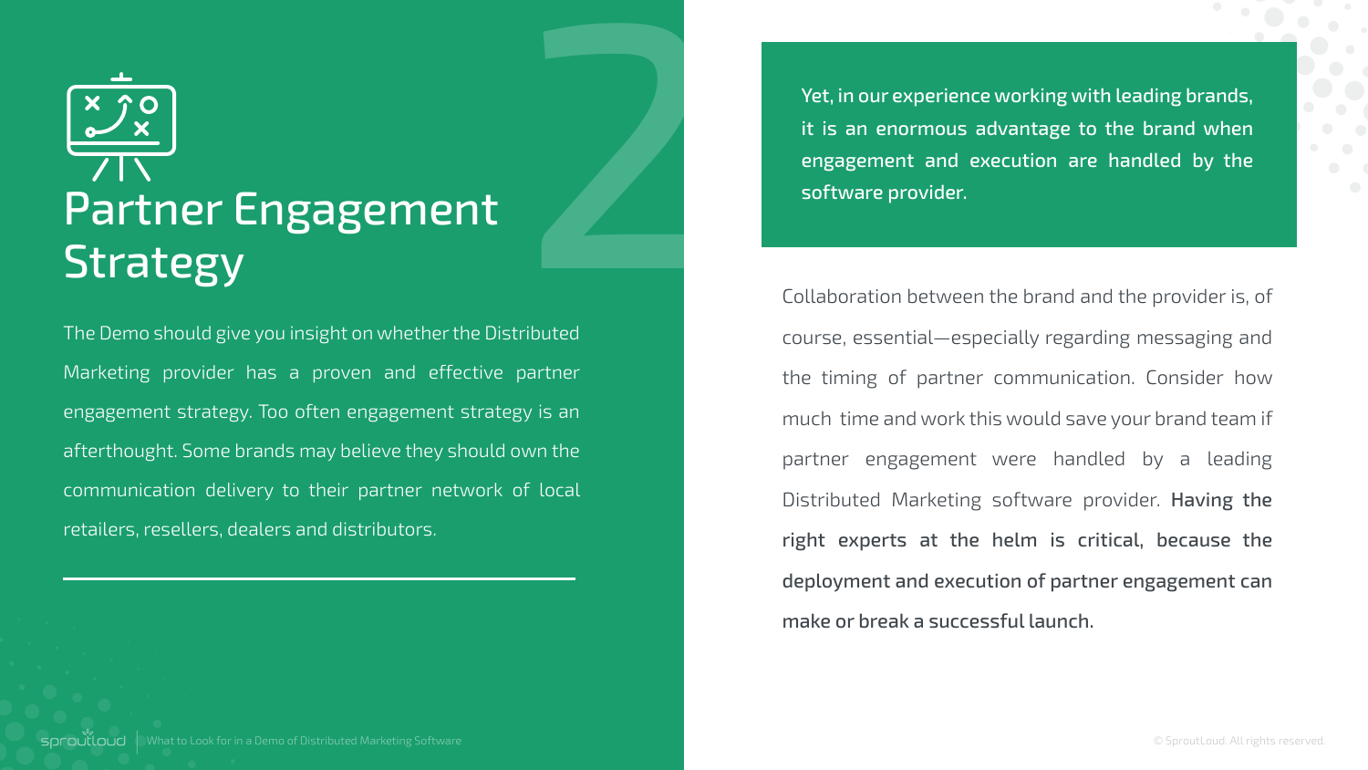# Partner Engagement Strategy

The Demo should give you insight on whether the Distributed Marketing provider has a proven and effective partner engagement strategy. Too often engagement strategy is an afterthought. Some brands may believe they should own the communication delivery to their partner network of local retailers, resellers, dealers and distributors.

**Yet, in our experience working with leading brands, it is an enormous advantage to the brand when engagement and execution are handled by the software provider.**

Collaboration between the brand and the provider is, of course, essential—especially regarding messaging and the timing of partner communication. Consider how much time and work this would save your brand team if partner engagement were handled by a leading Distributed Marketing software provider. **Having the right experts at the helm is critical, because the deployment and execution of partner engagement can make or break a successful launch.**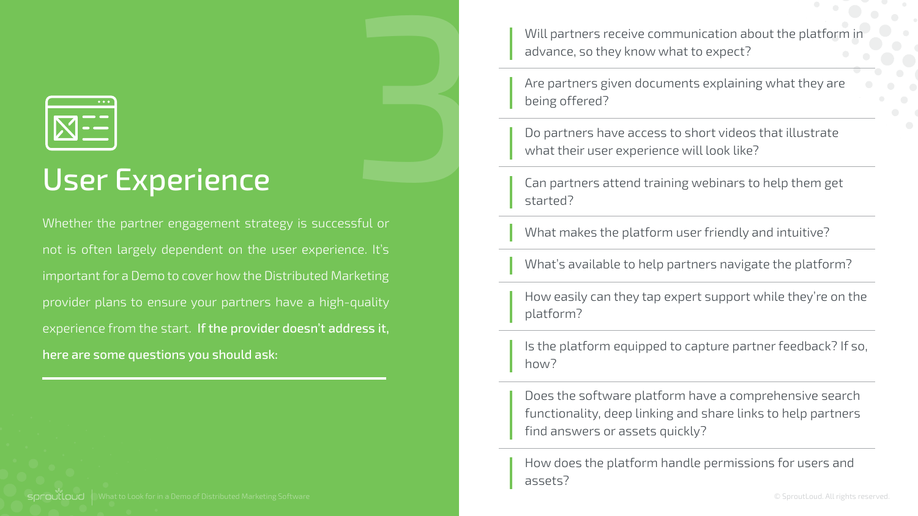# 3

## User Experience

Whether the partner engagement strategy is successful or not is often largely dependent on the user experience. It's important for a Demo to cover how the Distributed Marketing provider plans to ensure your partners have a high-quality experience from the start. **If the provider doesn't address it, here are some questions you should ask:**

- Will partners receive communication about the platform in advance, so they know what to expect?
- Are partners given documents explaining what they are being offered?
- Do partners have access to short videos that illustrate what their user experience will look like?
- Can partners attend training webinars to help them get started?
- What makes the platform user friendly and intuitive?
- What's available to help partners navigate the platform?
- How easily can they tap expert support while they're on the platform?
- Is the platform equipped to capture partner feedback? If so, how?
- Does the software platform have a comprehensive search functionality, deep linking and share links to help partners find answers or assets quickly?
- How does the platform handle permissions for users and assets?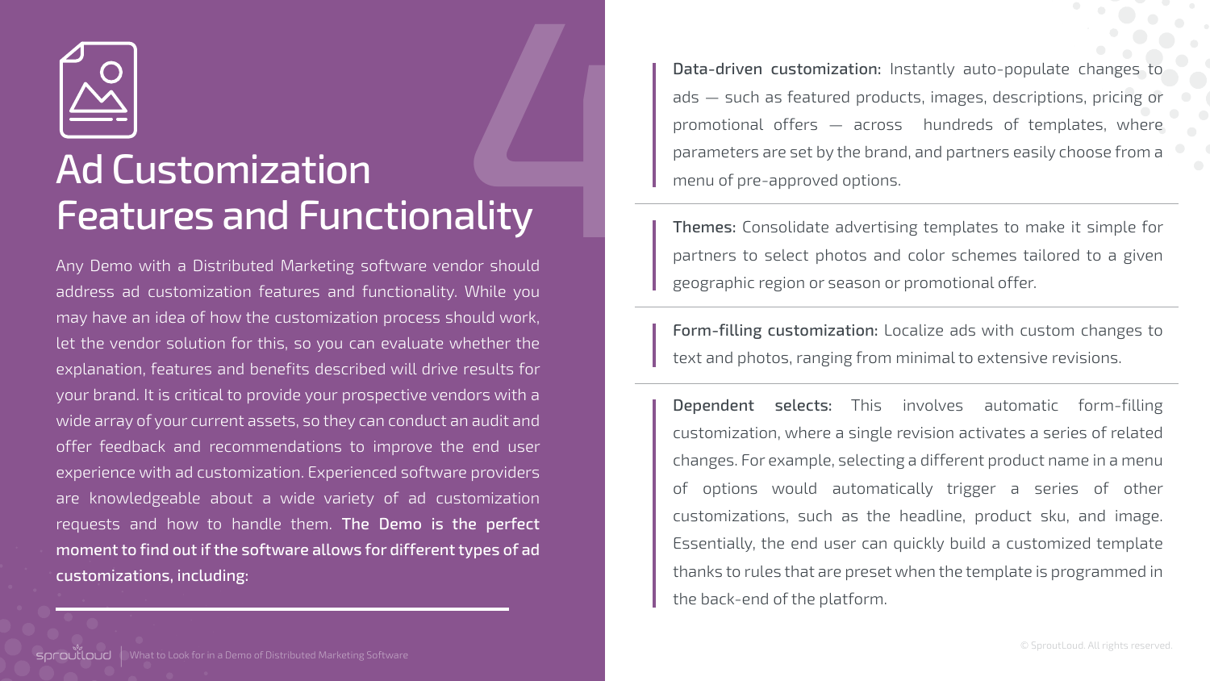# Ad Customization Features and Functionality

Any Demo with a Distributed Marketing software vendor should address ad customization features and functionality. While you may have an idea of how the customization process should work, let the vendor solution for this, so you can evaluate whether the explanation, features and benefits described will drive results for your brand. It is critical to provide your prospective vendors with a wide array of your current assets, so they can conduct an audit and offer feedback and recommendations to improve the end user experience with ad customization. Experienced software providers are knowledgeable about a wide variety of ad customization requests and how to handle them. **The Demo is the perfect moment to find out if the software allows for different types of ad customizations, including:**

**Data-driven customization:** Instantly auto-populate changes to ads — such as featured products, images, descriptions, pricing or promotional offers — across hundreds of templates, where parameters are set by the brand, and partners easily choose from a menu of pre-approved options.

**Themes:** Consolidate advertising templates to make it simple for partners to select photos and color schemes tailored to a given geographic region or season or promotional offer.

**Form-filling customization:** Localize ads with custom changes to text and photos, ranging from minimal to extensive revisions.

**Dependent selects:** This involves automatic form-filling customization, where a single revision activates a series of related changes. For example, selecting a different product name in a menu of options would automatically trigger a series of other customizations, such as the headline, product sku, and image. Essentially, the end user can quickly build a customized template thanks to rules that are preset when the template is programmed in the back-end of the platform.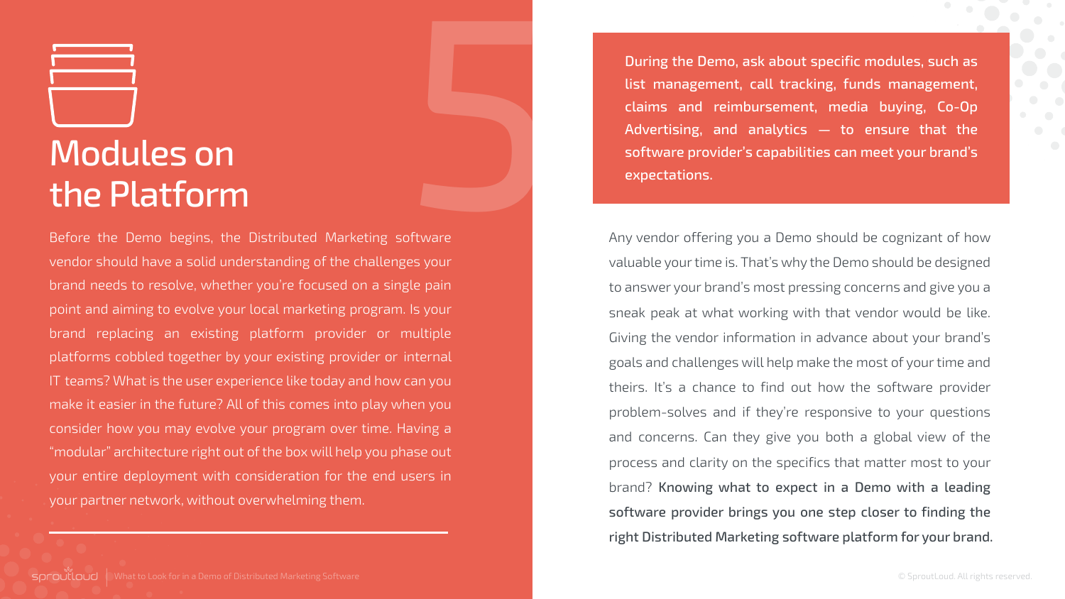# Modules on the Platform

Before the Demo begins, the Distributed Marketing software vendor should have a solid understanding of the challenges your brand needs to resolve, whether you're focused on a single pain point and aiming to evolve your local marketing program. Is your brand replacing an existing platform provider or multiple platforms cobbled together by your existing provider or internal IT teams? What is the user experience like today and how can you make it easier in the future? All of this comes into play when you consider how you may evolve your program over time. Having a "modular" architecture right out of the box will help you phase out your entire deployment with consideration for the end users in your partner network, without overwhelming them.

**During the Demo, ask about specific modules, such as list management, call tracking, funds management, claims and reimbursement, media buying, Co-Op Advertising, and analytics — to ensure that the software provider's capabilities can meet your brand's expectations.**

Any vendor offering you a Demo should be cognizant of how valuable your time is. That's why the Demo should be designed to answer your brand's most pressing concerns and give you a sneak peak at what working with that vendor would be like. Giving the vendor information in advance about your brand's goals and challenges will help make the most of your time and theirs. It's a chance to find out how the software provider problem-solves and if they're responsive to your questions and concerns. Can they give you both a global view of the process and clarity on the specifics that matter most to your brand? **Knowing what to expect in a Demo with a leading software provider brings you one step closer to finding the right Distributed Marketing software platform for your brand.**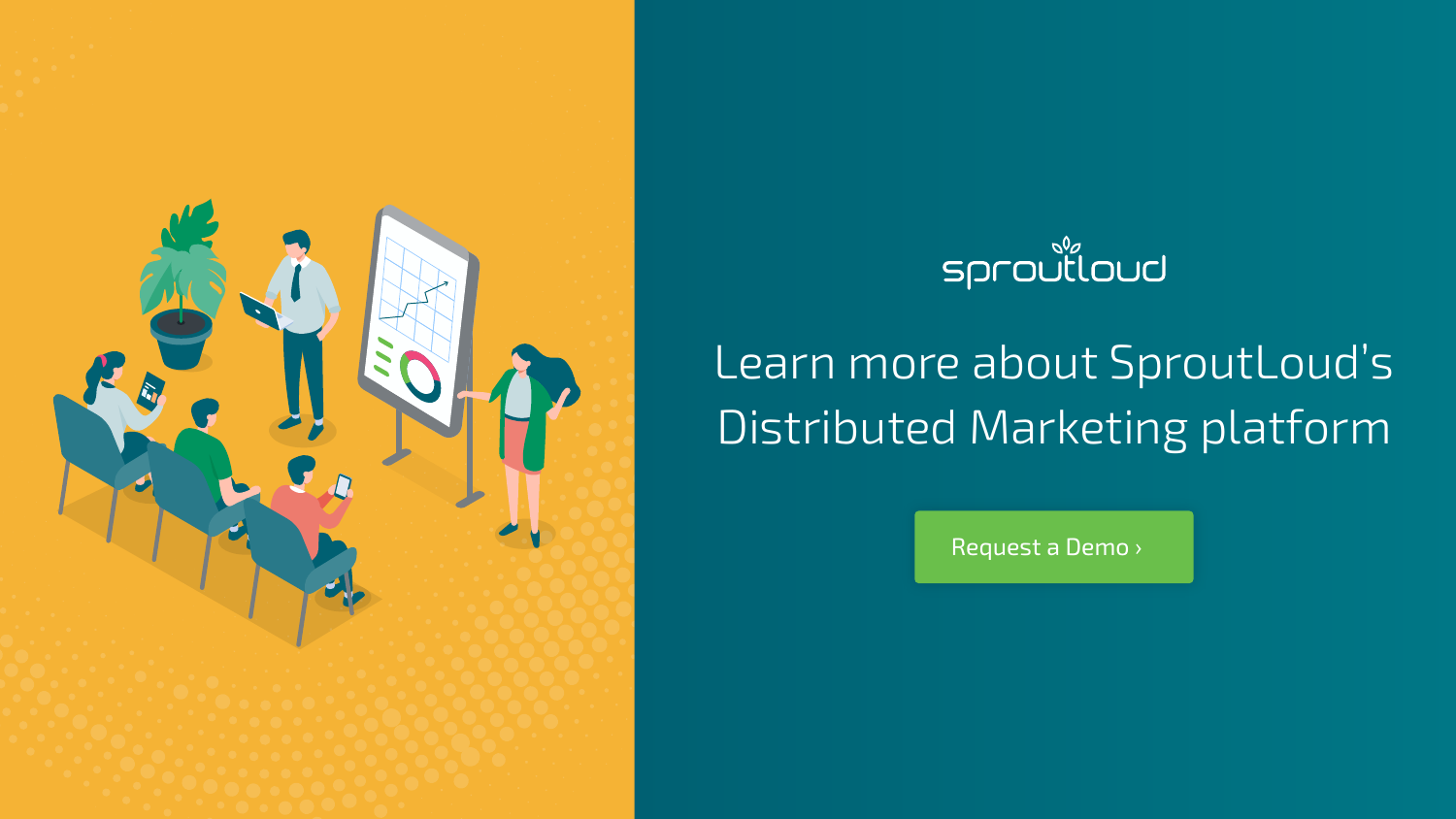sproutloud

Learn more about SproutLoud's Distributed Marketing platform

Request a Demo ›